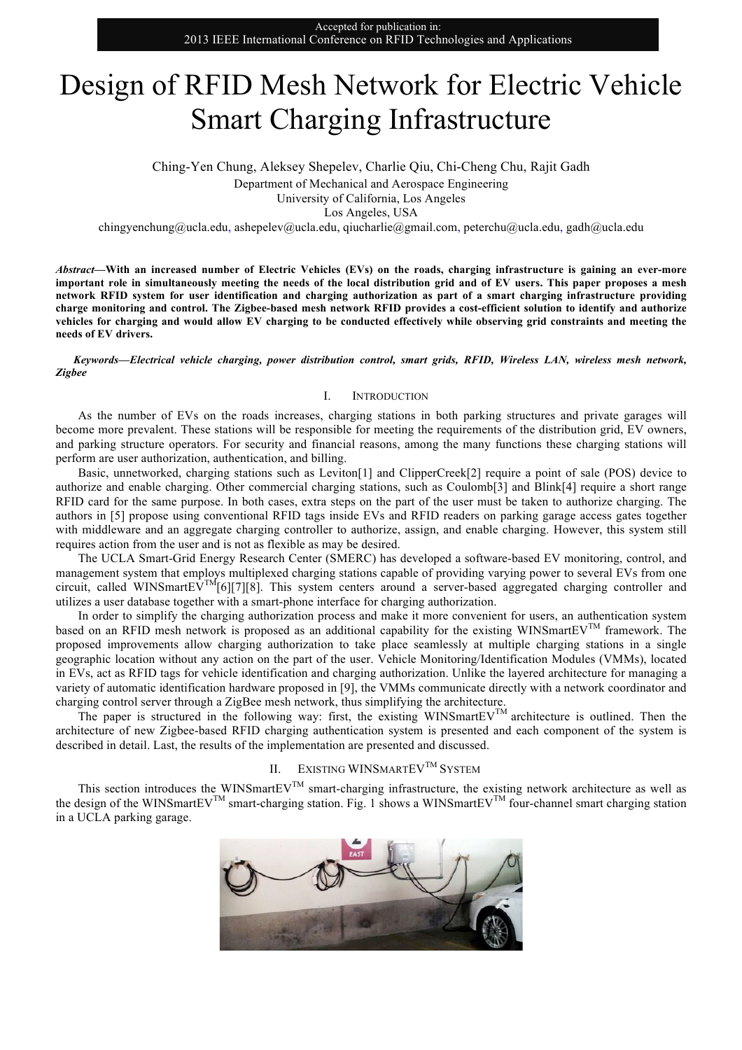Accepted for publication in:
2013 IEEE International Conference on RFID Technologies and Applications

# Design of RFID Mesh Network for Electric Vehicle Smart Charging Infrastructure

Ching-Yen Chung, Aleksey Shepelev, Charlie Qiu, Chi-Cheng Chu, Rajit Gadh

Department of Mechanical and Aerospace Engineering
University of California, Los Angeles
Los Angeles, USA
chingyenchung@ucla.edu, ashepelev@ucla.edu, qiucharlie@gmail.com, peterchu@ucla.edu, gadh@ucla.edu

***Abstract*—With an increased number of Electric Vehicles (EVs) on the roads, charging infrastructure is gaining an ever-more important role in simultaneously meeting the needs of the local distribution grid and of EV users. This paper proposes a mesh network RFID system for user identification and charging authorization as part of a smart charging infrastructure providing charge monitoring and control. The Zigbee-based mesh network RFID provides a cost-efficient solution to identify and authorize vehicles for charging and would allow EV charging to be conducted effectively while observing grid constraints and meeting the needs of EV drivers.**

***Keywords*—Electrical vehicle charging, power distribution control, smart grids, RFID, Wireless LAN, wireless mesh network, Zigbee**

## I. Introduction

As the number of EVs on the roads increases, charging stations in both parking structures and private garages will become more prevalent. These stations will be responsible for meeting the requirements of the distribution grid, EV owners, and parking structure operators. For security and financial reasons, among the many functions these charging stations will perform are user authorization, authentication, and billing.

Basic, unnetworked, charging stations such as Leviton[1] and ClipperCreek[2] require a point of sale (POS) device to authorize and enable charging. Other commercial charging stations, such as Coulomb[3] and Blink[4] require a short range RFID card for the same purpose. In both cases, extra steps on the part of the user must be taken to authorize charging. The authors in [5] propose using conventional RFID tags inside EVs and RFID readers on parking garage access gates together with middleware and an aggregate charging controller to authorize, assign, and enable charging. However, this system still requires action from the user and is not as flexible as may be desired.

The UCLA Smart-Grid Energy Research Center (SMERC) has developed a software-based EV monitoring, control, and management system that employs multiplexed charging stations capable of providing varying power to several EVs from one circuit, called WINSmartEV™[6][7][8]. This system centers around a server-based aggregated charging controller and utilizes a user database together with a smart-phone interface for charging authorization.

In order to simplify the charging authorization process and make it more convenient for users, an authentication system based on an RFID mesh network is proposed as an additional capability for the existing WINSmartEV™ framework. The proposed improvements allow charging authorization to take place seamlessly at multiple charging stations in a single geographic location without any action on the part of the user. Vehicle Monitoring/Identification Modules (VMMs), located in EVs, act as RFID tags for vehicle identification and charging authorization. Unlike the layered architecture for managing a variety of automatic identification hardware proposed in [9], the VMMs communicate directly with a network coordinator and charging control server through a ZigBee mesh network, thus simplifying the architecture.

The paper is structured in the following way: first, the existing WINSmartEV™ architecture is outlined. Then the architecture of new Zigbee-based RFID charging authentication system is presented and each component of the system is described in detail. Last, the results of the implementation are presented and discussed.

## II. Existing WINSmartEV™ System

This section introduces the WINSmartEV™ smart-charging infrastructure, the existing network architecture as well as the design of the WINSmartEV™ smart-charging station. Fig. 1 shows a WINSmartEV™ four-channel smart charging station in a UCLA parking garage.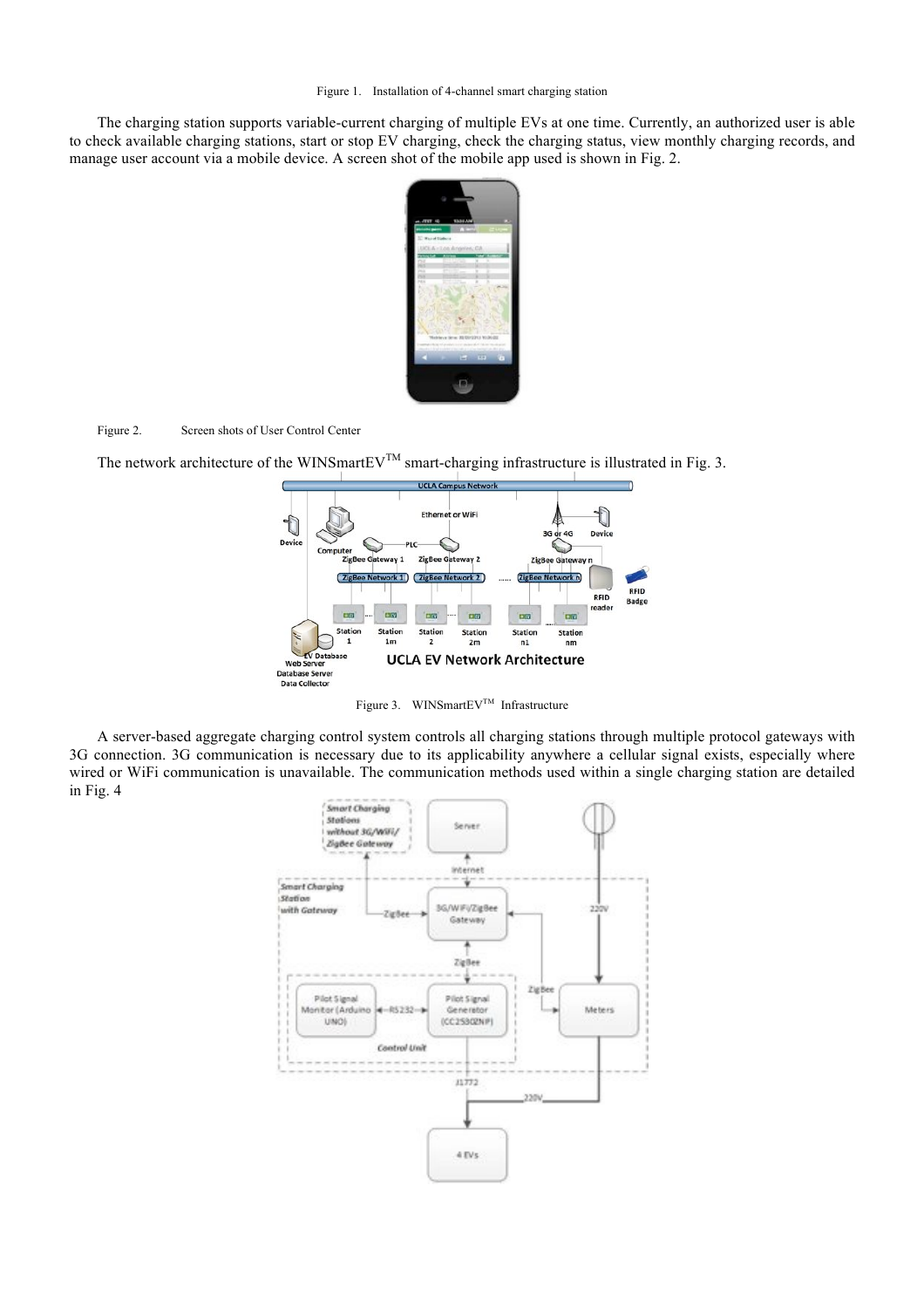Figure 1. Installation of 4-channel smart charging station

The charging station supports variable-current charging of multiple EVs at one time. Currently, an authorized user is able to check available charging stations, start or stop EV charging, check the charging status, view monthly charging records, and manage user account via a mobile device. A screen shot of the mobile app used is shown in Fig. 2.

Figure 2. Screen shots of User Control Center

The network architecture of the WINSmartEV™ smart-charging infrastructure is illustrated in Fig. 3.

Figure 3. WINSmartEV™ Infrastructure

A server-based aggregate charging control system controls all charging stations through multiple protocol gateways with 3G connection. 3G communication is necessary due to its applicability anywhere a cellular signal exists, especially where wired or WiFi communication is unavailable. The communication methods used within a single charging station are detailed in Fig. 4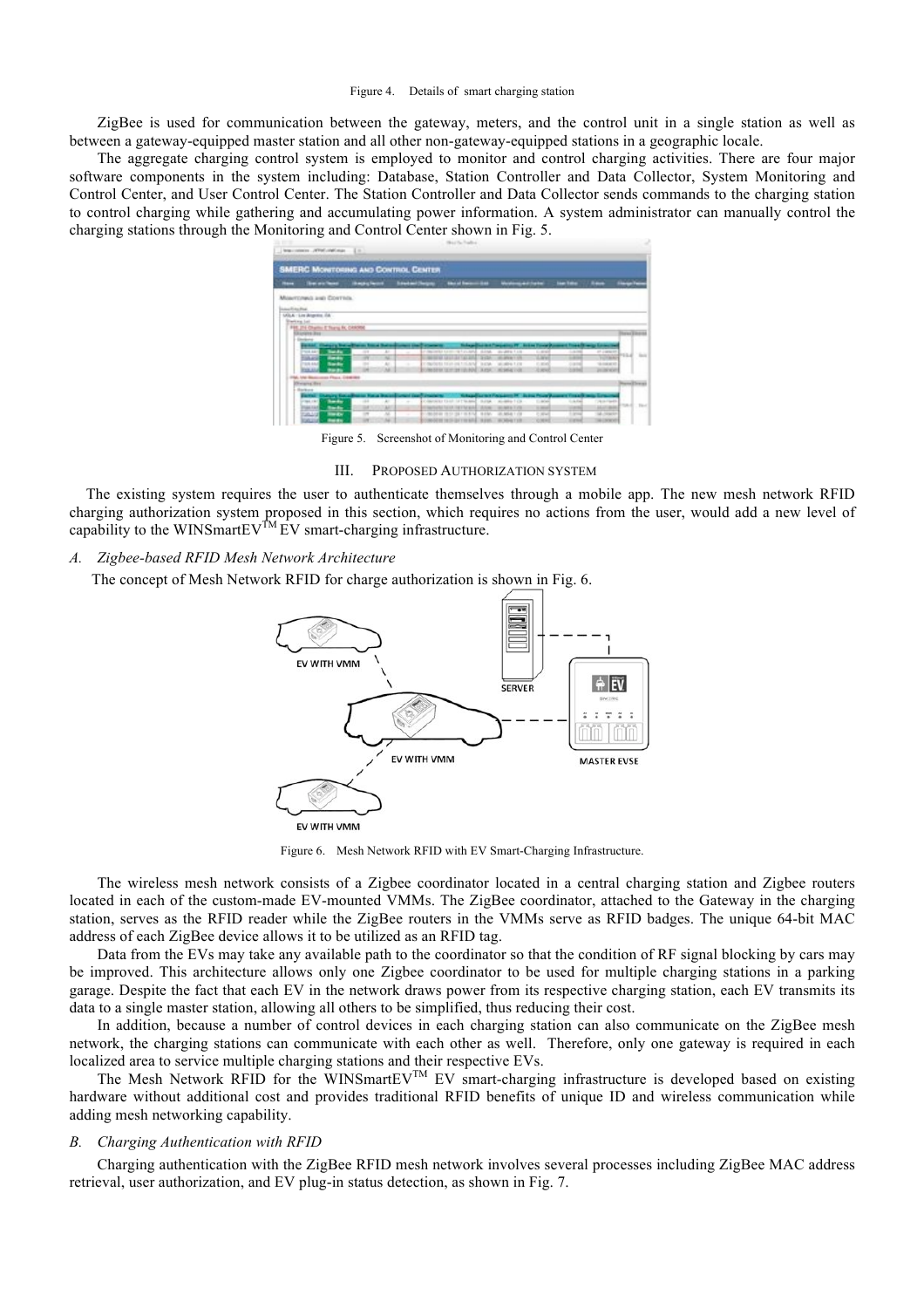Figure 4. Details of smart charging station

ZigBee is used for communication between the gateway, meters, and the control unit in a single station as well as between a gateway-equipped master station and all other non-gateway-equipped stations in a geographic locale.

The aggregate charging control system is employed to monitor and control charging activities. There are four major software components in the system including: Database, Station Controller and Data Collector, System Monitoring and Control Center, and User Control Center. The Station Controller and Data Collector sends commands to the charging station to control charging while gathering and accumulating power information. A system administrator can manually control the charging stations through the Monitoring and Control Center shown in Fig. 5.

Figure 5. Screenshot of Monitoring and Control Center

## III. Proposed Authorization System

The existing system requires the user to authenticate themselves through a mobile app. The new mesh network RFID charging authorization system proposed in this section, which requires no actions from the user, would add a new level of capability to the WINSmartEV™ EV smart-charging infrastructure.

### A. Zigbee-based RFID Mesh Network Architecture

The concept of Mesh Network RFID for charge authorization is shown in Fig. 6.

Figure 6. Mesh Network RFID with EV Smart-Charging Infrastructure.

The wireless mesh network consists of a Zigbee coordinator located in a central charging station and Zigbee routers located in each of the custom-made EV-mounted VMMs. The ZigBee coordinator, attached to the Gateway in the charging station, serves as the RFID reader while the ZigBee routers in the VMMs serve as RFID badges. The unique 64-bit MAC address of each ZigBee device allows it to be utilized as an RFID tag.

Data from the EVs may take any available path to the coordinator so that the condition of RF signal blocking by cars may be improved. This architecture allows only one Zigbee coordinator to be used for multiple charging stations in a parking garage. Despite the fact that each EV in the network draws power from its respective charging station, each EV transmits its data to a single master station, allowing all others to be simplified, thus reducing their cost.

In addition, because a number of control devices in each charging station can also communicate on the ZigBee mesh network, the charging stations can communicate with each other as well. Therefore, only one gateway is required in each localized area to service multiple charging stations and their respective EVs.

The Mesh Network RFID for the WINSmartEV™ EV smart-charging infrastructure is developed based on existing hardware without additional cost and provides traditional RFID benefits of unique ID and wireless communication while adding mesh networking capability.

### B. Charging Authentication with RFID

Charging authentication with the ZigBee RFID mesh network involves several processes including ZigBee MAC address retrieval, user authorization, and EV plug-in status detection, as shown in Fig. 7.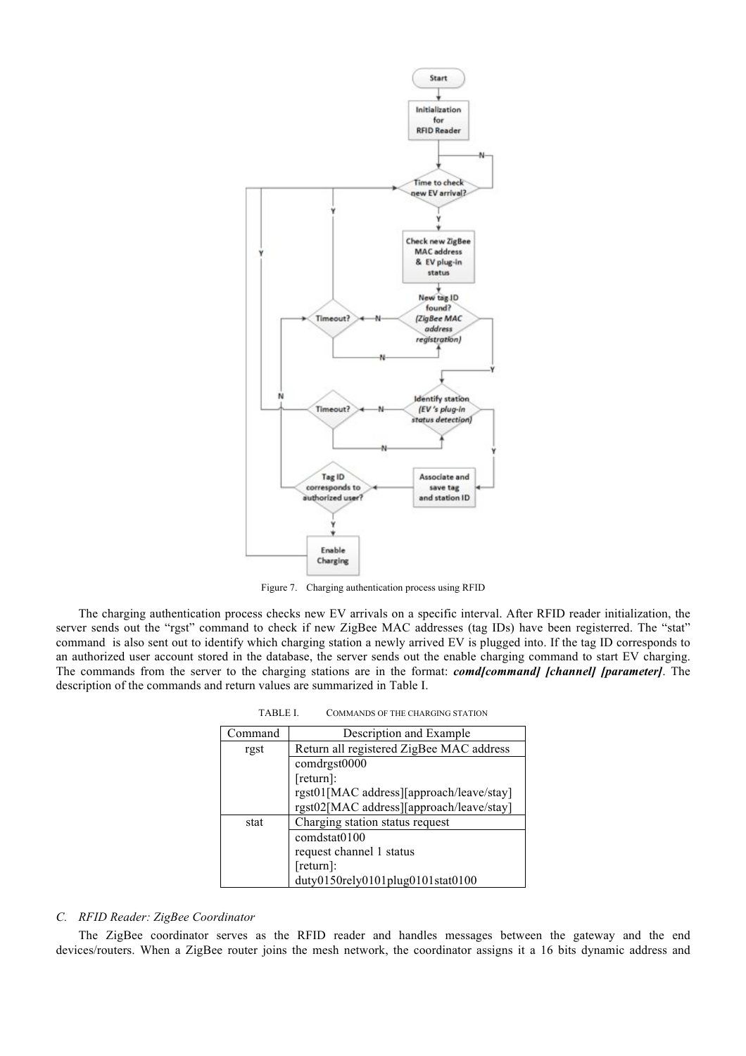Figure 7. Charging authentication process using RFID

The charging authentication process checks new EV arrivals on a specific interval. After RFID reader initialization, the server sends out the "rgst" command to check if new ZigBee MAC addresses (tag IDs) have been registerred. The "stat" command is also sent out to identify which charging station a newly arrived EV is plugged into. If the tag ID corresponds to an authorized user account stored in the database, the server sends out the enable charging command to start EV charging. The commands from the server to the charging stations are in the format: ***comd[command] [channel] [parameter]***. The description of the commands and return values are summarized in Table I.

TABLE I. COMMANDS OF THE CHARGING STATION

| Command | Description and Example |
|---|---|
| rgst | Return all registered ZigBee MAC address |
| | comdrgst0000<br>[return]:<br>rgst01[MAC address][approach/leave/stay]<br>rgst02[MAC address][approach/leave/stay] |
| stat | Charging station status request |
| | comdstat0100<br>request channel 1 status<br>[return]:<br>duty0150rely0101plug0101stat0100 |

### C. RFID Reader: ZigBee Coordinator

The ZigBee coordinator serves as the RFID reader and handles messages between the gateway and the end devices/routers. When a ZigBee router joins the mesh network, the coordinator assigns it a 16 bits dynamic address and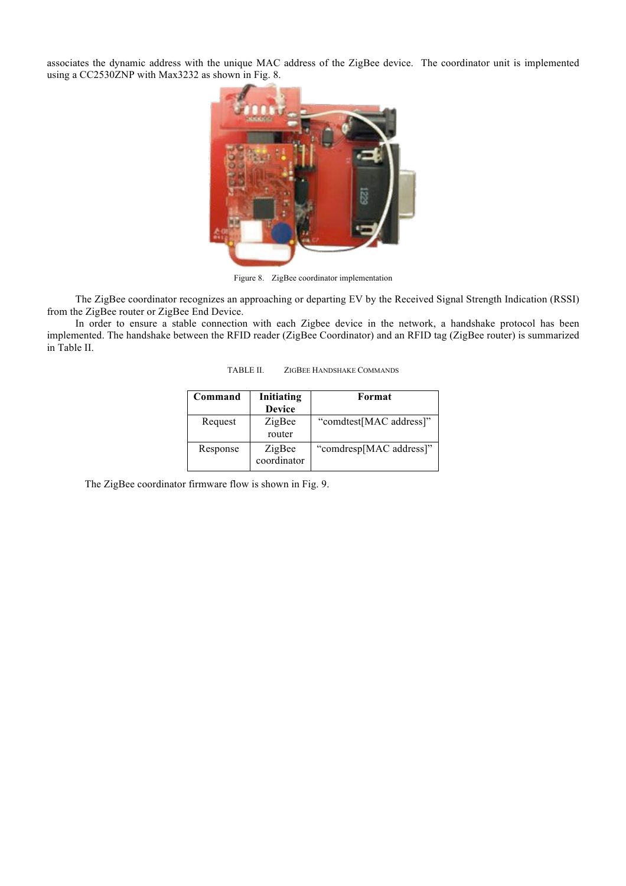associates the dynamic address with the unique MAC address of the ZigBee device. The coordinator unit is implemented using a CC2530ZNP with Max3232 as shown in Fig. 8.

Figure 8. ZigBee coordinator implementation

The ZigBee coordinator recognizes an approaching or departing EV by the Received Signal Strength Indication (RSSI) from the ZigBee router or ZigBee End Device.

In order to ensure a stable connection with each Zigbee device in the network, a handshake protocol has been implemented. The handshake between the RFID reader (ZigBee Coordinator) and an RFID tag (ZigBee router) is summarized in Table II.

TABLE II. ZIGBEE HANDSHAKE COMMANDS

| Command | Initiating Device | Format |
| --- | --- | --- |
| Request | ZigBee router | "comdtest[MAC address]" |
| Response | ZigBee coordinator | "comdresp[MAC address]" |

The ZigBee coordinator firmware flow is shown in Fig. 9.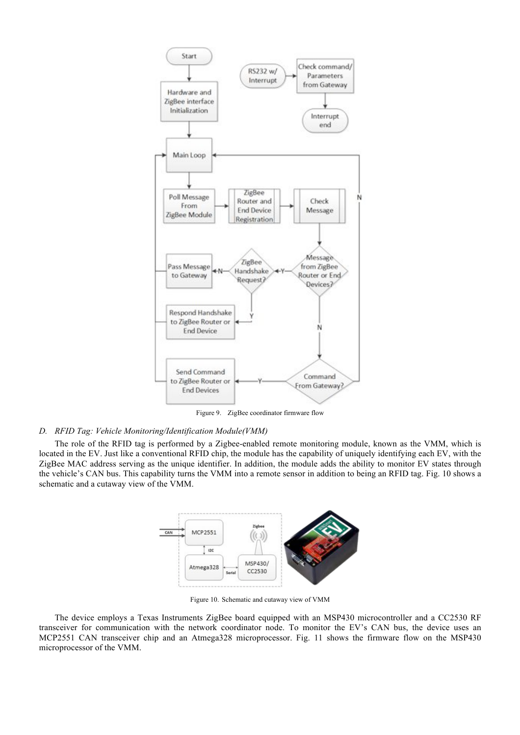Figure 9. ZigBee coordinator firmware flow

### D. *RFID Tag: Vehicle Monitoring/Identification Module(VMM)*

The role of the RFID tag is performed by a Zigbee-enabled remote monitoring module, known as the VMM, which is located in the EV. Just like a conventional RFID chip, the module has the capability of uniquely identifying each EV, with the ZigBee MAC address serving as the unique identifier. In addition, the module adds the ability to monitor EV states through the vehicle's CAN bus. This capability turns the VMM into a remote sensor in addition to being an RFID tag. Fig. 10 shows a schematic and a cutaway view of the VMM.

Figure 10. Schematic and cutaway view of VMM

The device employs a Texas Instruments ZigBee board equipped with an MSP430 microcontroller and a CC2530 RF transceiver for communication with the network coordinator node. To monitor the EV's CAN bus, the device uses an MCP2551 CAN transceiver chip and an Atmega328 microprocessor. Fig. 11 shows the firmware flow on the MSP430 microprocessor of the VMM.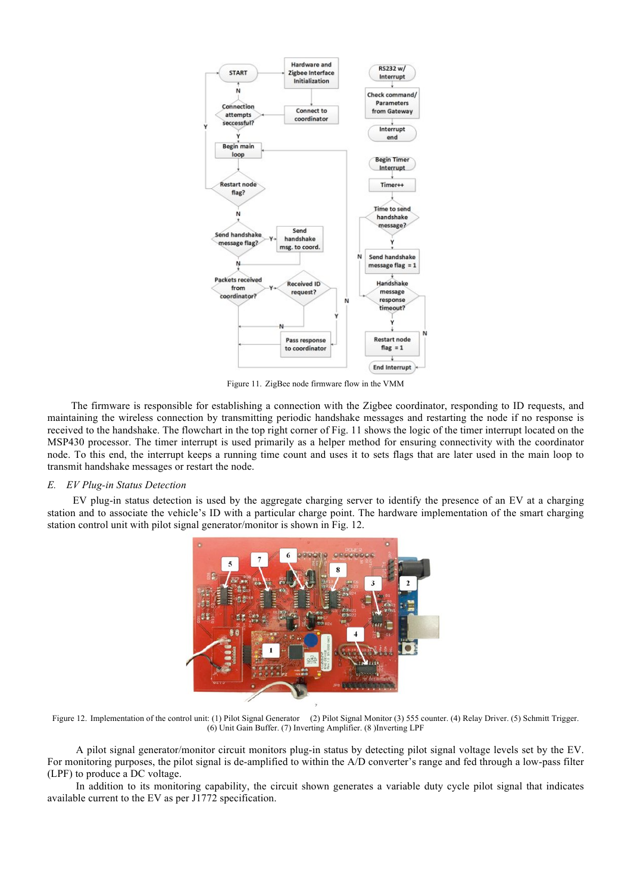Figure 11. ZigBee node firmware flow in the VMM

The firmware is responsible for establishing a connection with the Zigbee coordinator, responding to ID requests, and maintaining the wireless connection by transmitting periodic handshake messages and restarting the node if no response is received to the handshake. The flowchart in the top right corner of Fig. 11 shows the logic of the timer interrupt located on the MSP430 processor. The timer interrupt is used primarily as a helper method for ensuring connectivity with the coordinator node. To this end, the interrupt keeps a running time count and uses it to sets flags that are later used in the main loop to transmit handshake messages or restart the node.

### *E. EV Plug-in Status Detection*

EV plug-in status detection is used by the aggregate charging server to identify the presence of an EV at a charging station and to associate the vehicle's ID with a particular charge point. The hardware implementation of the smart charging station control unit with pilot signal generator/monitor is shown in Fig. 12.

Figure 12. Implementation of the control unit: (1) Pilot Signal Generator (2) Pilot Signal Monitor (3) 555 counter. (4) Relay Driver. (5) Schmitt Trigger. (6) Unit Gain Buffer. (7) Inverting Amplifier. (8 )Inverting LPF

A pilot signal generator/monitor circuit monitors plug-in status by detecting pilot signal voltage levels set by the EV. For monitoring purposes, the pilot signal is de-amplified to within the A/D converter's range and fed through a low-pass filter (LPF) to produce a DC voltage.

In addition to its monitoring capability, the circuit shown generates a variable duty cycle pilot signal that indicates available current to the EV as per J1772 specification.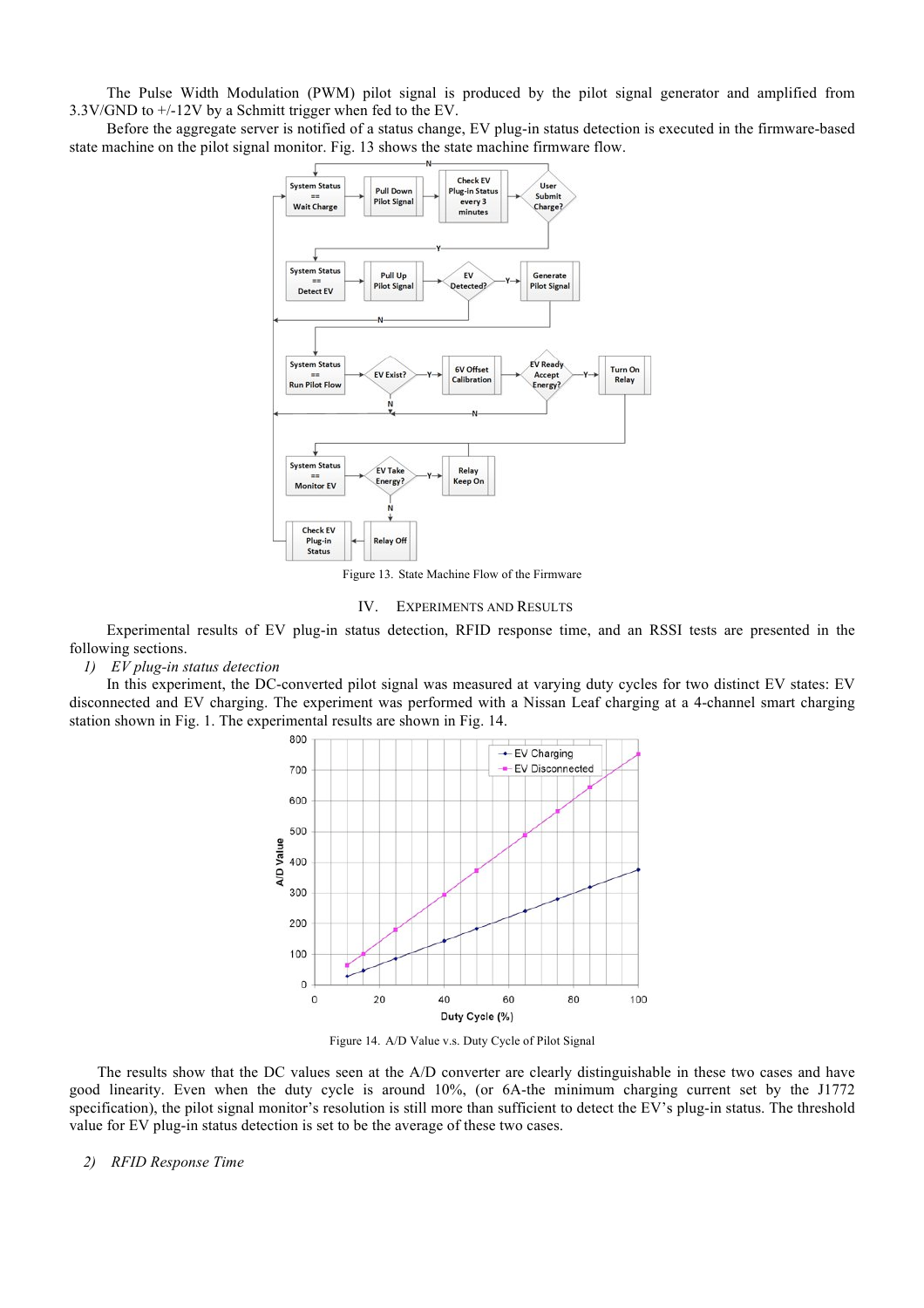The Pulse Width Modulation (PWM) pilot signal is produced by the pilot signal generator and amplified from 3.3V/GND to +/-12V by a Schmitt trigger when fed to the EV.

Before the aggregate server is notified of a status change, EV plug-in status detection is executed in the firmware-based state machine on the pilot signal monitor. Fig. 13 shows the state machine firmware flow.

Figure 13. State Machine Flow of the Firmware

## IV. Experiments and Results

Experimental results of EV plug-in status detection, RFID response time, and an RSSI tests are presented in the following sections.

### *1) EV plug-in status detection*

In this experiment, the DC-converted pilot signal was measured at varying duty cycles for two distinct EV states: EV disconnected and EV charging. The experiment was performed with a Nissan Leaf charging at a 4-channel smart charging station shown in Fig. 1. The experimental results are shown in Fig. 14.

Figure 14. A/D Value v.s. Duty Cycle of Pilot Signal

The results show that the DC values seen at the A/D converter are clearly distinguishable in these two cases and have good linearity. Even when the duty cycle is around 10%, (or 6A-the minimum charging current set by the J1772 specification), the pilot signal monitor's resolution is still more than sufficient to detect the EV's plug-in status. The threshold value for EV plug-in status detection is set to be the average of these two cases.

### *2) RFID Response Time*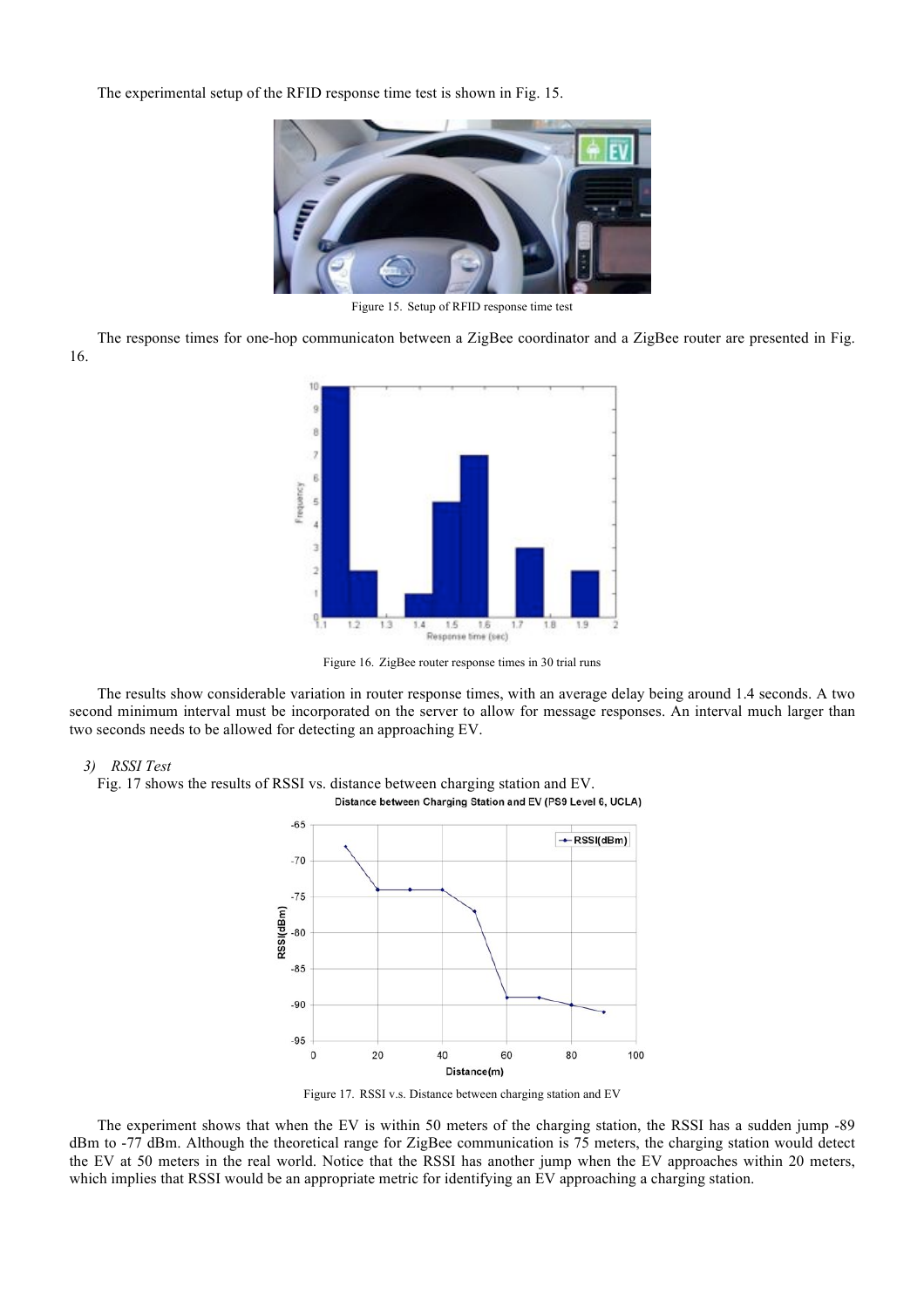The experimental setup of the RFID response time test is shown in Fig. 15.

Figure 15. Setup of RFID response time test

The response times for one-hop communicaton between a ZigBee coordinator and a ZigBee router are presented in Fig. 16.

Figure 16. ZigBee router response times in 30 trial runs

The results show considerable variation in router response times, with an average delay being around 1.4 seconds. A two second minimum interval must be incorporated on the server to allow for message responses. An interval much larger than two seconds needs to be allowed for detecting an approaching EV.

### 3) *RSSI Test*

Fig. 17 shows the results of RSSI vs. distance between charging station and EV.

Figure 17. RSSI v.s. Distance between charging station and EV

The experiment shows that when the EV is within 50 meters of the charging station, the RSSI has a sudden jump -89 dBm to -77 dBm. Although the theoretical range for ZigBee communication is 75 meters, the charging station would detect the EV at 50 meters in the real world. Notice that the RSSI has another jump when the EV approaches within 20 meters, which implies that RSSI would be an appropriate metric for identifying an EV approaching a charging station.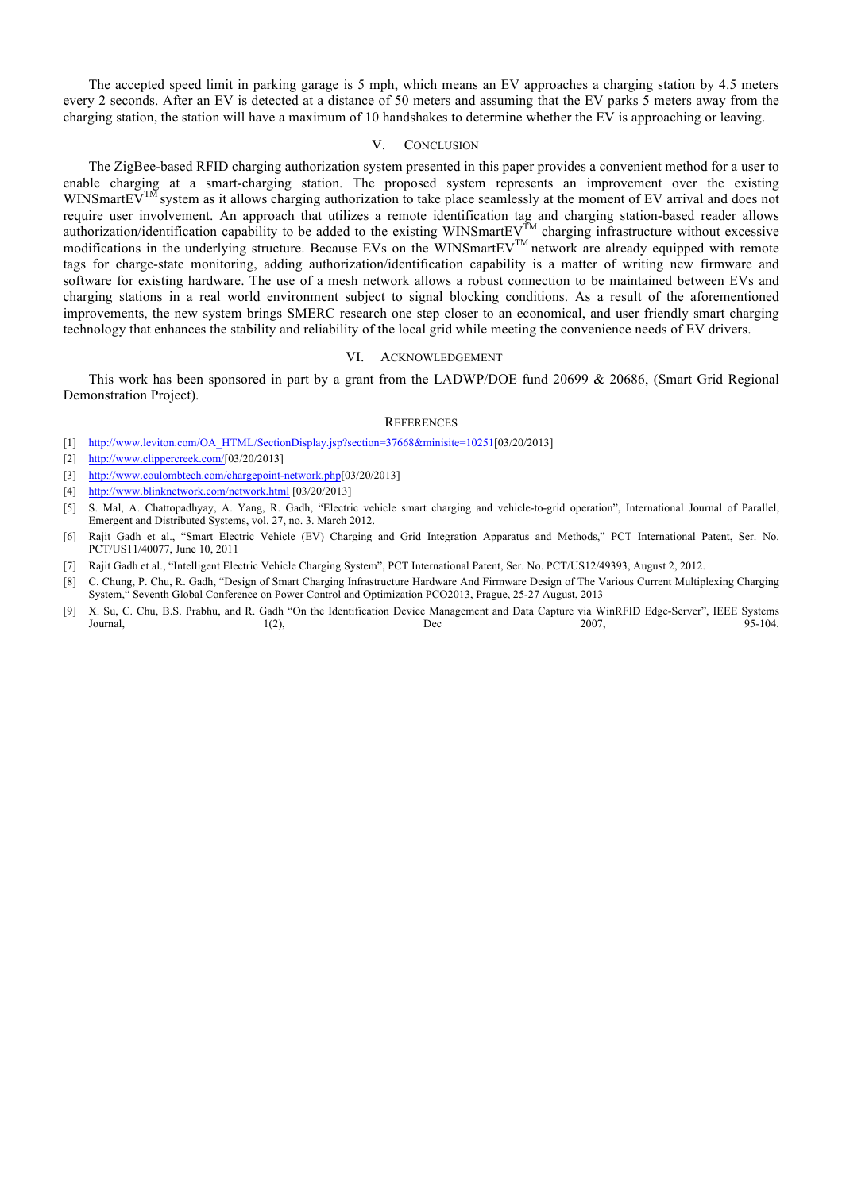The accepted speed limit in parking garage is 5 mph, which means an EV approaches a charging station by 4.5 meters every 2 seconds. After an EV is detected at a distance of 50 meters and assuming that the EV parks 5 meters away from the charging station, the station will have a maximum of 10 handshakes to determine whether the EV is approaching or leaving.

## V. Conclusion

The ZigBee-based RFID charging authorization system presented in this paper provides a convenient method for a user to enable charging at a smart-charging station. The proposed system represents an improvement over the existing WINSmartEV™ system as it allows charging authorization to take place seamlessly at the moment of EV arrival and does not require user involvement. An approach that utilizes a remote identification tag and charging station-based reader allows authorization/identification capability to be added to the existing WINSmartEV™ charging infrastructure without excessive modifications in the underlying structure. Because EVs on the WINSmartEV™ network are already equipped with remote tags for charge-state monitoring, adding authorization/identification capability is a matter of writing new firmware and software for existing hardware. The use of a mesh network allows a robust connection to be maintained between EVs and charging stations in a real world environment subject to signal blocking conditions. As a result of the aforementioned improvements, the new system brings SMERC research one step closer to an economical, and user friendly smart charging technology that enhances the stability and reliability of the local grid while meeting the convenience needs of EV drivers.

## VI. Acknowledgement

This work has been sponsored in part by a grant from the LADWP/DOE fund 20699 & 20686, (Smart Grid Regional Demonstration Project).

## References

[1] http://www.leviton.com/OA_HTML/SectionDisplay.jsp?section=37668&minisite=10251[03/20/2013]

[2] http://www.clippercreek.com/[03/20/2013]

[3] http://www.coulombtech.com/chargepoint-network.php[03/20/2013]

[4] http://www.blinknetwork.com/network.html [03/20/2013]

[5] S. Mal, A. Chattopadhyay, A. Yang, R. Gadh, "Electric vehicle smart charging and vehicle-to-grid operation", International Journal of Parallel, Emergent and Distributed Systems, vol. 27, no. 3. March 2012.

[6] Rajit Gadh et al., "Smart Electric Vehicle (EV) Charging and Grid Integration Apparatus and Methods," PCT International Patent, Ser. No. PCT/US11/40077, June 10, 2011

[7] Rajit Gadh et al., "Intelligent Electric Vehicle Charging System", PCT International Patent, Ser. No. PCT/US12/49393, August 2, 2012.

[8] C. Chung, P. Chu, R. Gadh, "Design of Smart Charging Infrastructure Hardware And Firmware Design of The Various Current Multiplexing Charging System," Seventh Global Conference on Power Control and Optimization PCO2013, Prague, 25-27 August, 2013

[9] X. Su, C. Chu, B.S. Prabhu, and R. Gadh "On the Identification Device Management and Data Capture via WinRFID Edge-Server", IEEE Systems Journal, 1(2), Dec 2007, 95-104.